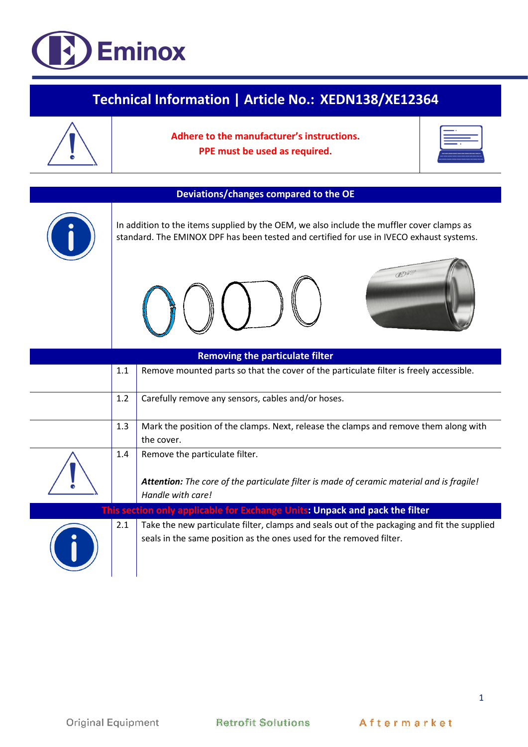# Technical Information | Article No.: XEDN138/XE12364

**Adhere to the manufacturer's instructions.**
**PPE must be used as required.**

## Deviations/changes compared to the OE

In addition to the items supplied by the OEM, we also include the muffler cover clamps as standard. The EMINOX DPF has been tested and certified for use in IVECO exhaust systems.

## Removing the particulate filter

| Step | Instruction |
|---|---|
| 1.1 | Remove mounted parts so that the cover of the particulate filter is freely accessible. |
| 1.2 | Carefully remove any sensors, cables and/or hoses. |
| 1.3 | Mark the position of the clamps. Next, release the clamps and remove them along with the cover. |
| 1.4 | Remove the particulate filter.<br><br>***Attention:*** *The core of the particulate filter is made of ceramic material and is fragile! Handle with care!* |

## This section only applicable for Exchange Units: Unpack and pack the filter

| Step | Instruction |
|---|---|
| 2.1 | Take the new particulate filter, clamps and seals out of the packaging and fit the supplied seals in the same position as the ones used for the removed filter. |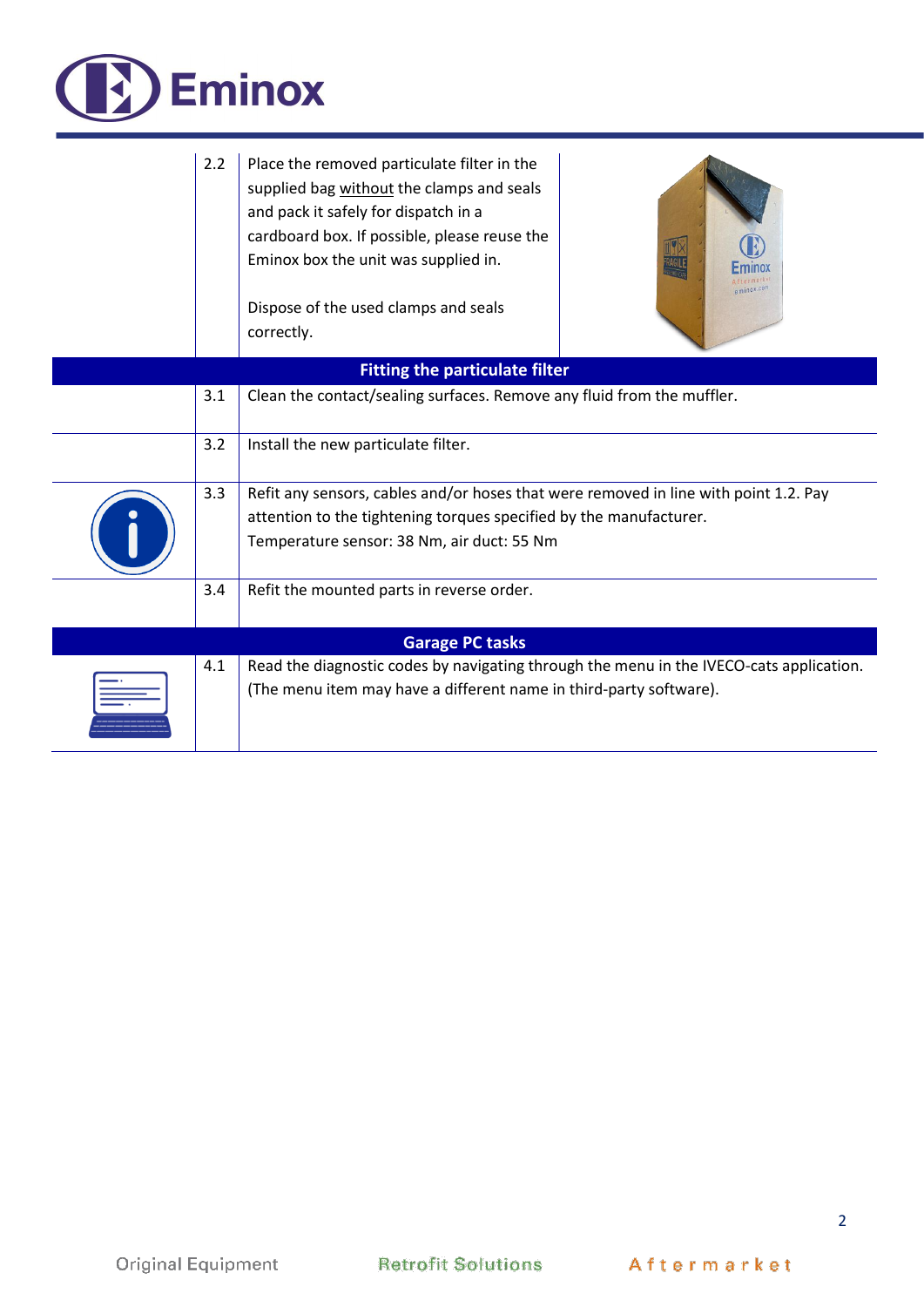| | | |
|---|---|---|
| | 2.2 | Place the removed particulate filter in the supplied bag <u>without</u> the clamps and seals and pack it safely for dispatch in a cardboard box. If possible, please reuse the Eminox box the unit was supplied in.<br><br>Dispose of the used clamps and seals correctly. |
| **Fitting the particulate filter** | | |
| | 3.1 | Clean the contact/sealing surfaces. Remove any fluid from the muffler. |
| | 3.2 | Install the new particulate filter. |
| | 3.3 | Refit any sensors, cables and/or hoses that were removed in line with point 1.2. Pay attention to the tightening torques specified by the manufacturer.<br>Temperature sensor: 38 Nm, air duct: 55 Nm |
| | 3.4 | Refit the mounted parts in reverse order. |
| **Garage PC tasks** | | |
| | 4.1 | Read the diagnostic codes by navigating through the menu in the IVECO-cats application. (The menu item may have a different name in third-party software). |